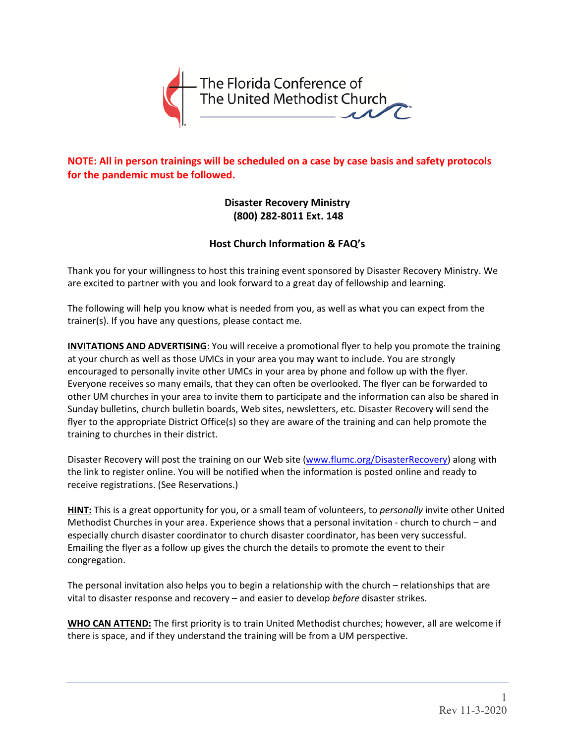The Florida Conference of The United Methodist Church

**NOTE: All in person trainings will be scheduled on a case by case basis and safety protocols for the pandemic must be followed.**

**Disaster Recovery Ministry**
**(800) 282-8011 Ext. 148**

## Host Church Information & FAQ's

Thank you for your willingness to host this training event sponsored by Disaster Recovery Ministry. We are excited to partner with you and look forward to a great day of fellowship and learning.

The following will help you know what is needed from you, as well as what you can expect from the trainer(s). If you have any questions, please contact me.

**INVITATIONS AND ADVERTISING**: You will receive a promotional flyer to help you promote the training at your church as well as those UMCs in your area you may want to include. You are strongly encouraged to personally invite other UMCs in your area by phone and follow up with the flyer. Everyone receives so many emails, that they can often be overlooked. The flyer can be forwarded to other UM churches in your area to invite them to participate and the information can also be shared in Sunday bulletins, church bulletin boards, Web sites, newsletters, etc. Disaster Recovery will send the flyer to the appropriate District Office(s) so they are aware of the training and can help promote the training to churches in their district.

Disaster Recovery will post the training on our Web site (www.flumc.org/DisasterRecovery) along with the link to register online. You will be notified when the information is posted online and ready to receive registrations. (See Reservations.)

**HINT:** This is a great opportunity for you, or a small team of volunteers, to *personally* invite other United Methodist Churches in your area. Experience shows that a personal invitation - church to church – and especially church disaster coordinator to church disaster coordinator, has been very successful. Emailing the flyer as a follow up gives the church the details to promote the event to their congregation.

The personal invitation also helps you to begin a relationship with the church – relationships that are vital to disaster response and recovery – and easier to develop *before* disaster strikes.

**WHO CAN ATTEND:** The first priority is to train United Methodist churches; however, all are welcome if there is space, and if they understand the training will be from a UM perspective.

Rev 11-3-2020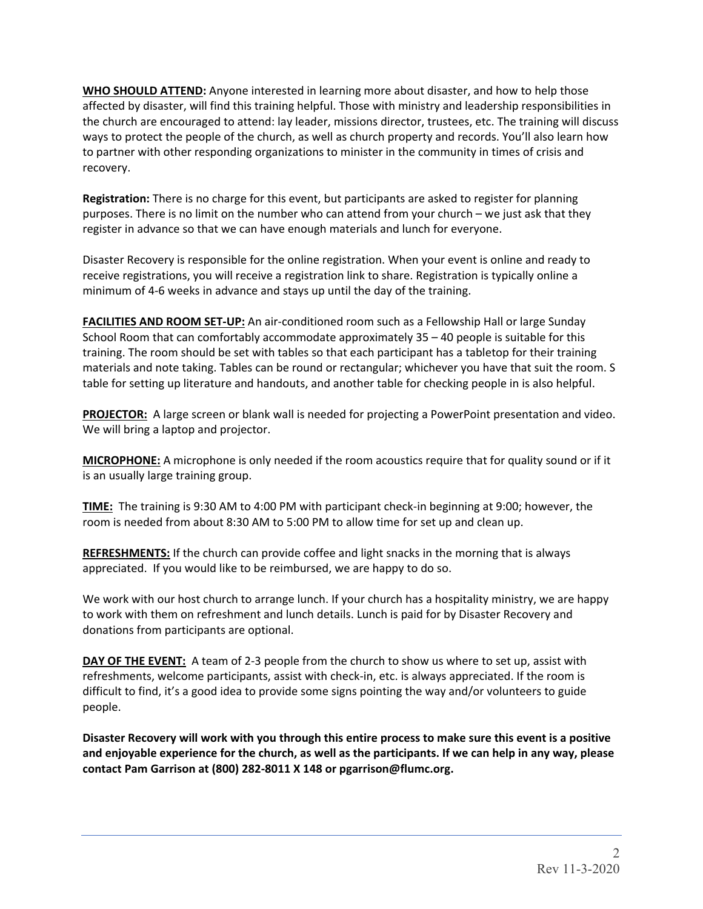**<u>WHO SHOULD ATTEND</u>:** Anyone interested in learning more about disaster, and how to help those affected by disaster, will find this training helpful. Those with ministry and leadership responsibilities in the church are encouraged to attend: lay leader, missions director, trustees, etc. The training will discuss ways to protect the people of the church, as well as church property and records. You'll also learn how to partner with other responding organizations to minister in the community in times of crisis and recovery.

**Registration:** There is no charge for this event, but participants are asked to register for planning purposes. There is no limit on the number who can attend from your church – we just ask that they register in advance so that we can have enough materials and lunch for everyone.

Disaster Recovery is responsible for the online registration. When your event is online and ready to receive registrations, you will receive a registration link to share. Registration is typically online a minimum of 4-6 weeks in advance and stays up until the day of the training.

**<u>FACILITIES AND ROOM SET-UP</u>:** An air-conditioned room such as a Fellowship Hall or large Sunday School Room that can comfortably accommodate approximately 35 – 40 people is suitable for this training. The room should be set with tables so that each participant has a tabletop for their training materials and note taking. Tables can be round or rectangular; whichever you have that suit the room. S table for setting up literature and handouts, and another table for checking people in is also helpful.

**<u>PROJECTOR</u>:** A large screen or blank wall is needed for projecting a PowerPoint presentation and video. We will bring a laptop and projector.

**<u>MICROPHONE</u>:** A microphone is only needed if the room acoustics require that for quality sound or if it is an usually large training group.

**<u>TIME</u>:** The training is 9:30 AM to 4:00 PM with participant check-in beginning at 9:00; however, the room is needed from about 8:30 AM to 5:00 PM to allow time for set up and clean up.

**<u>REFRESHMENTS</u>:** If the church can provide coffee and light snacks in the morning that is always appreciated. If you would like to be reimbursed, we are happy to do so.

We work with our host church to arrange lunch. If your church has a hospitality ministry, we are happy to work with them on refreshment and lunch details. Lunch is paid for by Disaster Recovery and donations from participants are optional.

**<u>DAY OF THE EVENT</u>:** A team of 2-3 people from the church to show us where to set up, assist with refreshments, welcome participants, assist with check-in, etc. is always appreciated. If the room is difficult to find, it's a good idea to provide some signs pointing the way and/or volunteers to guide people.

**Disaster Recovery will work with you through this entire process to make sure this event is a positive and enjoyable experience for the church, as well as the participants. If we can help in any way, please contact Pam Garrison at (800) 282-8011 X 148 or pgarrison@flumc.org.**

Rev 11-3-2020